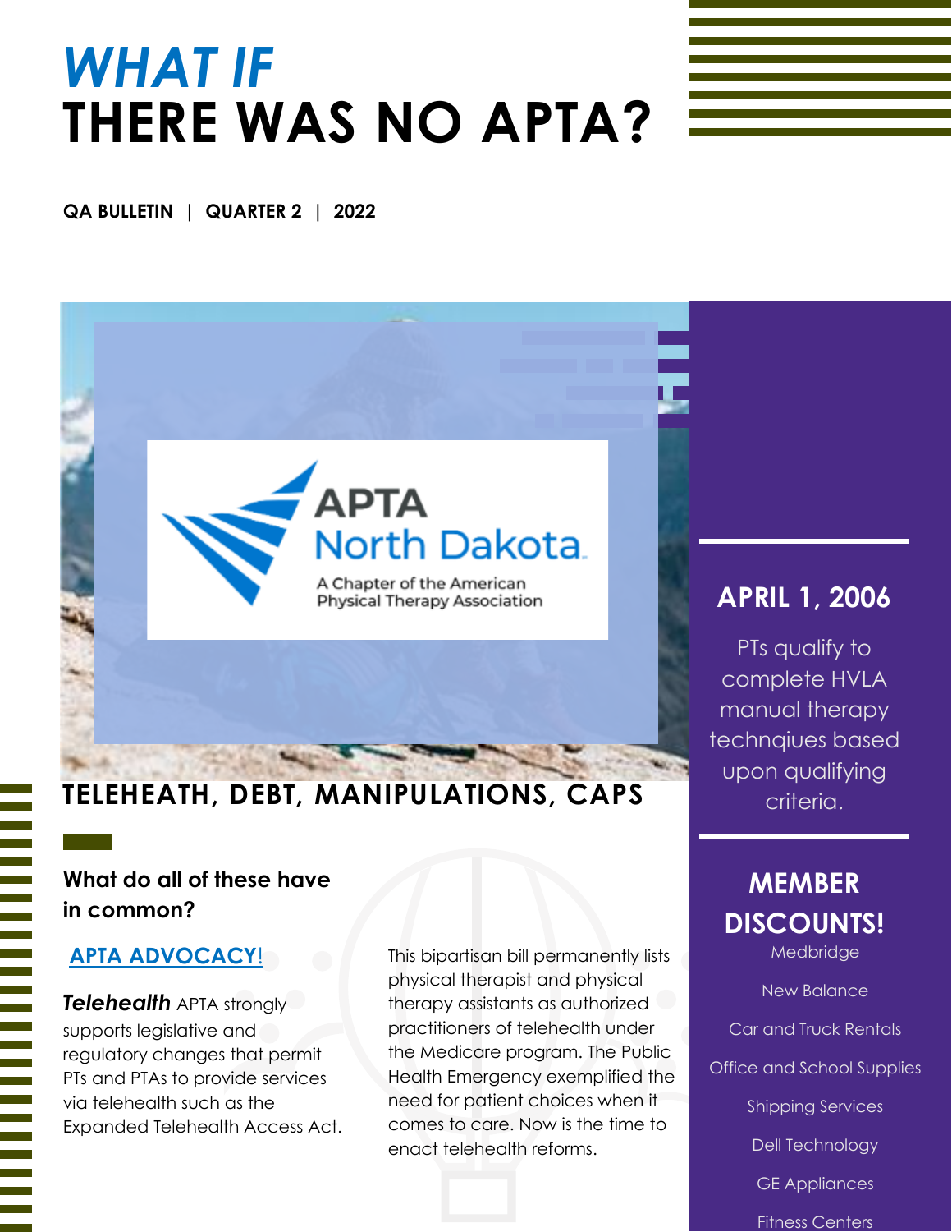# *WHAT IF*
# THERE WAS NO APTA?

**QA BULLETIN | QUARTER 2 | 2022**

APTA North Dakota
A Chapter of the American Physical Therapy Association

## TELEHEATH, DEBT, MANIPULATIONS, CAPS

### What do all of these have in common?

### APTA ADVOCACY!

***Telehealth*** APTA strongly supports legislative and regulatory changes that permit PTs and PTAs to provide services via telehealth such as the Expanded Telehealth Access Act. This bipartisan bill permanently lists physical therapist and physical therapy assistants as authorized practitioners of telehealth under the Medicare program. The Public Health Emergency exemplified the need for patient choices when it comes to care. Now is the time to enact telehealth reforms.

## APRIL 1, 2006

PTs qualify to complete HVLA manual therapy technqiues based upon qualifying criteria.

## MEMBER DISCOUNTS!

Medbridge

New Balance

Car and Truck Rentals

Office and School Supplies

Shipping Services

Dell Technology

GE Appliances

Fitness Centers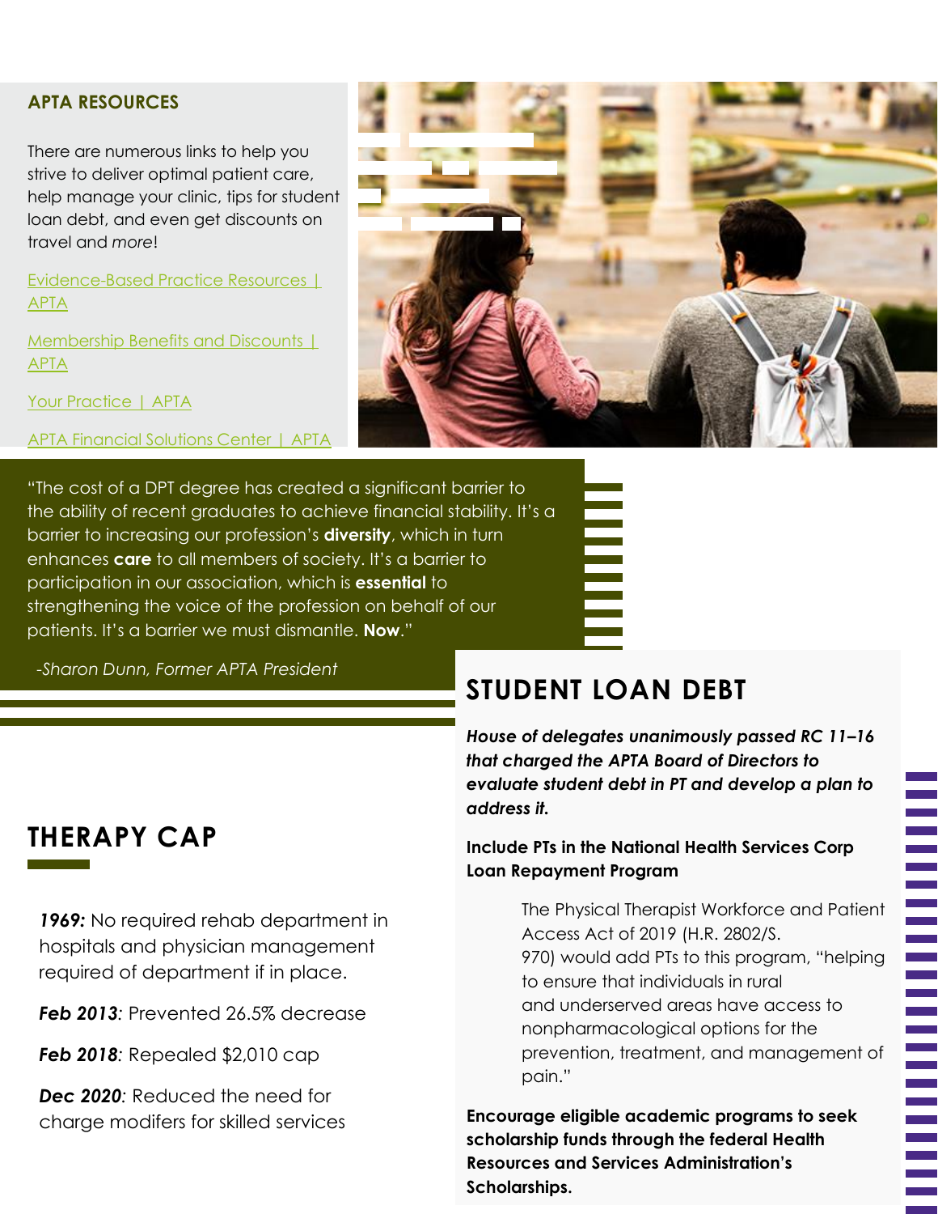## APTA RESOURCES

There are numerous links to help you strive to deliver optimal patient care, help manage your clinic, tips for student loan debt, and even get discounts on travel and *more*!

Evidence-Based Practice Resources | APTA

Membership Benefits and Discounts | APTA

Your Practice | APTA

APTA Financial Solutions Center | APTA

"The cost of a DPT degree has created a significant barrier to the ability of recent graduates to achieve financial stability. It's a barrier to increasing our profession's **diversity**, which in turn enhances **care** to all members of society. It's a barrier to participation in our association, which is **essential** to strengthening the voice of the profession on behalf of our patients. It's a barrier we must dismantle. **Now**."

*-Sharon Dunn, Former APTA President*

## THERAPY CAP

***1969:*** No required rehab department in hospitals and physician management required of department if in place.

***Feb 2013***: Prevented 26.5% decrease

***Feb 2018***: Repealed $2,010 cap

***Dec 2020***: Reduced the need for charge modifers for skilled services

## STUDENT LOAN DEBT

***House of delegates unanimously passed RC 11–16 that charged the APTA Board of Directors to evaluate student debt in PT and develop a plan to address it.***

**Include PTs in the National Health Services Corp Loan Repayment Program**

> The Physical Therapist Workforce and Patient Access Act of 2019 (H.R. 2802/S. 970) would add PTs to this program, "helping to ensure that individuals in rural and underserved areas have access to nonpharmacological options for the prevention, treatment, and management of pain."

**Encourage eligible academic programs to seek scholarship funds through the federal Health Resources and Services Administration's Scholarships.**